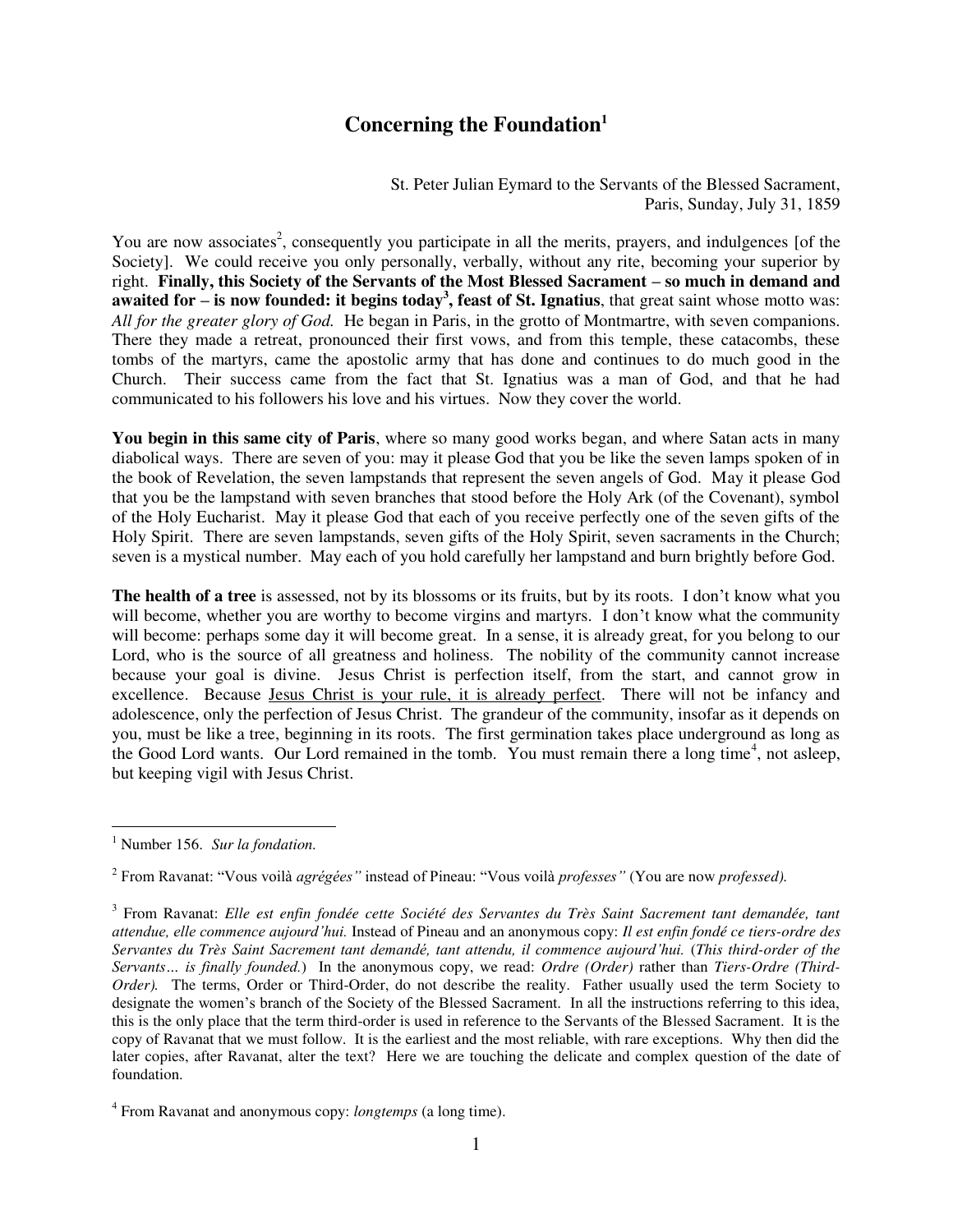# Concerning the Foundation[1]

St. Peter Julian Eymard to the Servants of the Blessed Sacrament,
Paris, Sunday, July 31, 1859

You are now associates[2], consequently you participate in all the merits, prayers, and indulgences [of the Society]. We could receive you only personally, verbally, without any rite, becoming your superior by right. **Finally, this Society of the Servants of the Most Blessed Sacrament – so much in demand and awaited for – is now founded: it begins today[3], feast of St. Ignatius**, that great saint whose motto was: *All for the greater glory of God.* He began in Paris, in the grotto of Montmartre, with seven companions. There they made a retreat, pronounced their first vows, and from this temple, these catacombs, these tombs of the martyrs, came the apostolic army that has done and continues to do much good in the Church. Their success came from the fact that St. Ignatius was a man of God, and that he had communicated to his followers his love and his virtues. Now they cover the world.

**You begin in this same city of Paris**, where so many good works began, and where Satan acts in many diabolical ways. There are seven of you: may it please God that you be like the seven lamps spoken of in the book of Revelation, the seven lampstands that represent the seven angels of God. May it please God that you be the lampstand with seven branches that stood before the Holy Ark (of the Covenant), symbol of the Holy Eucharist. May it please God that each of you receive perfectly one of the seven gifts of the Holy Spirit. There are seven lampstands, seven gifts of the Holy Spirit, seven sacraments in the Church; seven is a mystical number. May each of you hold carefully her lampstand and burn brightly before God.

**The health of a tree** is assessed, not by its blossoms or its fruits, but by its roots. I don't know what you will become, whether you are worthy to become virgins and martyrs. I don't know what the community will become: perhaps some day it will become great. In a sense, it is already great, for you belong to our Lord, who is the source of all greatness and holiness. The nobility of the community cannot increase because your goal is divine. Jesus Christ is perfection itself, from the start, and cannot grow in excellence. Because <u>Jesus Christ is your rule, it is already perfect</u>. There will not be infancy and adolescence, only the perfection of Jesus Christ. The grandeur of the community, insofar as it depends on you, must be like a tree, beginning in its roots. The first germination takes place underground as long as the Good Lord wants. Our Lord remained in the tomb. You must remain there a long time[4], not asleep, but keeping vigil with Jesus Christ.

---

[1] Number 156. *Sur la fondation.*

[2] From Ravanat: "Vous voilà *agrégées"* instead of Pineau: "Vous voilà *professes"* (You are now *professed).*

[3] From Ravanat: *Elle est enfin fondée cette Société des Servantes du Très Saint Sacrement tant demandée, tant attendue, elle commence aujourd'hui.* Instead of Pineau and an anonymous copy: *Il est enfin fondé ce tiers-ordre des Servantes du Très Saint Sacrement tant demandé, tant attendu, il commence aujourd'hui.* (*This third-order of the Servants… is finally founded.*) In the anonymous copy, we read: *Ordre (Order)* rather than *Tiers-Ordre (Third-Order).* The terms, Order or Third-Order, do not describe the reality. Father usually used the term Society to designate the women's branch of the Society of the Blessed Sacrament. In all the instructions referring to this idea, this is the only place that the term third-order is used in reference to the Servants of the Blessed Sacrament. It is the copy of Ravanat that we must follow. It is the earliest and the most reliable, with rare exceptions. Why then did the later copies, after Ravanat, alter the text? Here we are touching the delicate and complex question of the date of foundation.

[4] From Ravanat and anonymous copy: *longtemps* (a long time).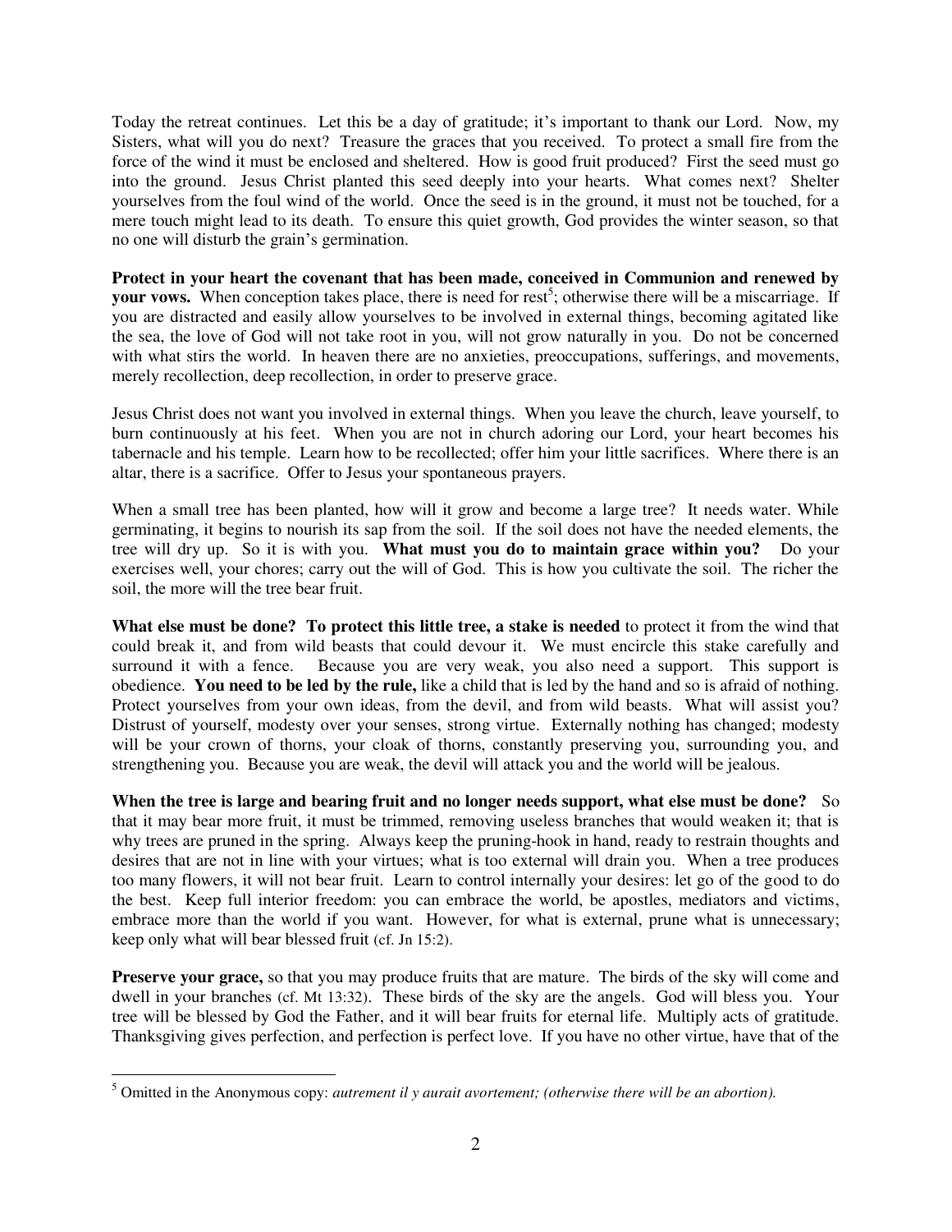Today the retreat continues. Let this be a day of gratitude; it's important to thank our Lord. Now, my Sisters, what will you do next? Treasure the graces that you received. To protect a small fire from the force of the wind it must be enclosed and sheltered. How is good fruit produced? First the seed must go into the ground. Jesus Christ planted this seed deeply into your hearts. What comes next? Shelter yourselves from the foul wind of the world. Once the seed is in the ground, it must not be touched, for a mere touch might lead to its death. To ensure this quiet growth, God provides the winter season, so that no one will disturb the grain's germination.

**Protect in your heart the covenant that has been made, conceived in Communion and renewed by your vows.** When conception takes place, there is need for rest[5]; otherwise there will be a miscarriage. If you are distracted and easily allow yourselves to be involved in external things, becoming agitated like the sea, the love of God will not take root in you, will not grow naturally in you. Do not be concerned with what stirs the world. In heaven there are no anxieties, preoccupations, sufferings, and movements, merely recollection, deep recollection, in order to preserve grace.

Jesus Christ does not want you involved in external things. When you leave the church, leave yourself, to burn continuously at his feet. When you are not in church adoring our Lord, your heart becomes his tabernacle and his temple. Learn how to be recollected; offer him your little sacrifices. Where there is an altar, there is a sacrifice. Offer to Jesus your spontaneous prayers.

When a small tree has been planted, how will it grow and become a large tree? It needs water. While germinating, it begins to nourish its sap from the soil. If the soil does not have the needed elements, the tree will dry up. So it is with you. **What must you do to maintain grace within you?** Do your exercises well, your chores; carry out the will of God. This is how you cultivate the soil. The richer the soil, the more will the tree bear fruit.

**What else must be done? To protect this little tree, a stake is needed** to protect it from the wind that could break it, and from wild beasts that could devour it. We must encircle this stake carefully and surround it with a fence. Because you are very weak, you also need a support. This support is obedience. **You need to be led by the rule,** like a child that is led by the hand and so is afraid of nothing. Protect yourselves from your own ideas, from the devil, and from wild beasts. What will assist you? Distrust of yourself, modesty over your senses, strong virtue. Externally nothing has changed; modesty will be your crown of thorns, your cloak of thorns, constantly preserving you, surrounding you, and strengthening you. Because you are weak, the devil will attack you and the world will be jealous.

**When the tree is large and bearing fruit and no longer needs support, what else must be done?** So that it may bear more fruit, it must be trimmed, removing useless branches that would weaken it; that is why trees are pruned in the spring. Always keep the pruning-hook in hand, ready to restrain thoughts and desires that are not in line with your virtues; what is too external will drain you. When a tree produces too many flowers, it will not bear fruit. Learn to control internally your desires: let go of the good to do the best. Keep full interior freedom: you can embrace the world, be apostles, mediators and victims, embrace more than the world if you want. However, for what is external, prune what is unnecessary; keep only what will bear blessed fruit (cf. Jn 15:2).

**Preserve your grace,** so that you may produce fruits that are mature. The birds of the sky will come and dwell in your branches (cf. Mt 13:32). These birds of the sky are the angels. God will bless you. Your tree will be blessed by God the Father, and it will bear fruits for eternal life. Multiply acts of gratitude. Thanksgiving gives perfection, and perfection is perfect love. If you have no other virtue, have that of the

---

[5] Omitted in the Anonymous copy: *autrement il y aurait avortement; (otherwise there will be an abortion).*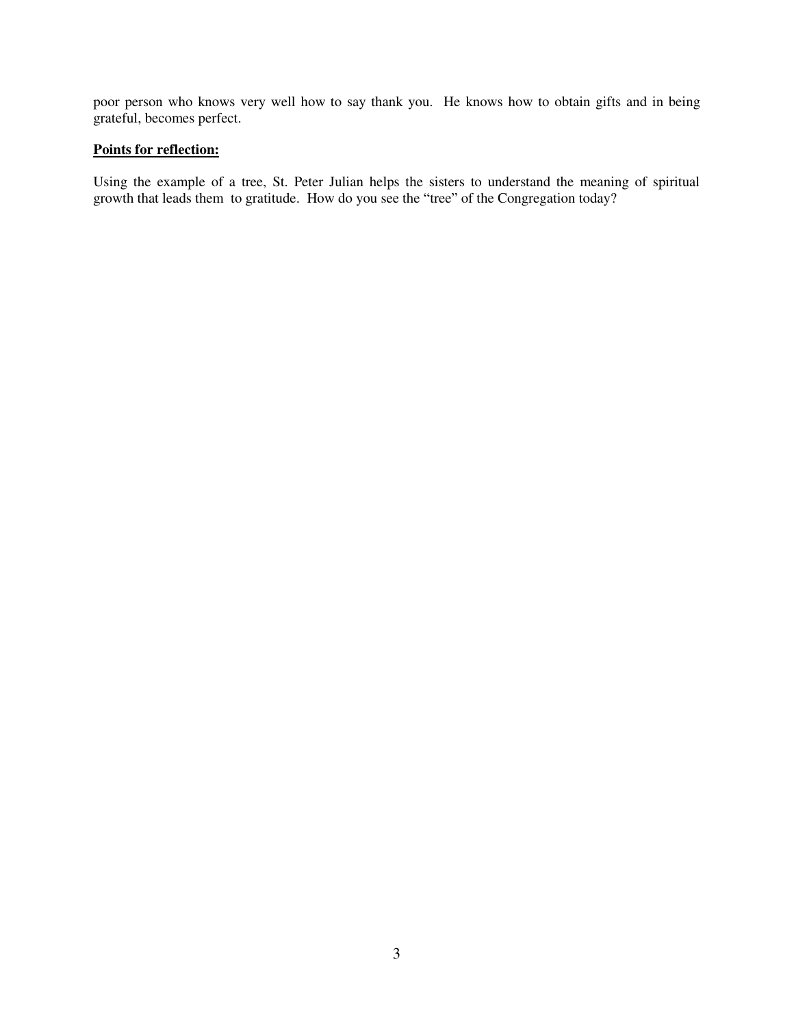poor person who knows very well how to say thank you. He knows how to obtain gifts and in being grateful, becomes perfect.

**Points for reflection:**

Using the example of a tree, St. Peter Julian helps the sisters to understand the meaning of spiritual growth that leads them to gratitude. How do you see the "tree" of the Congregation today?